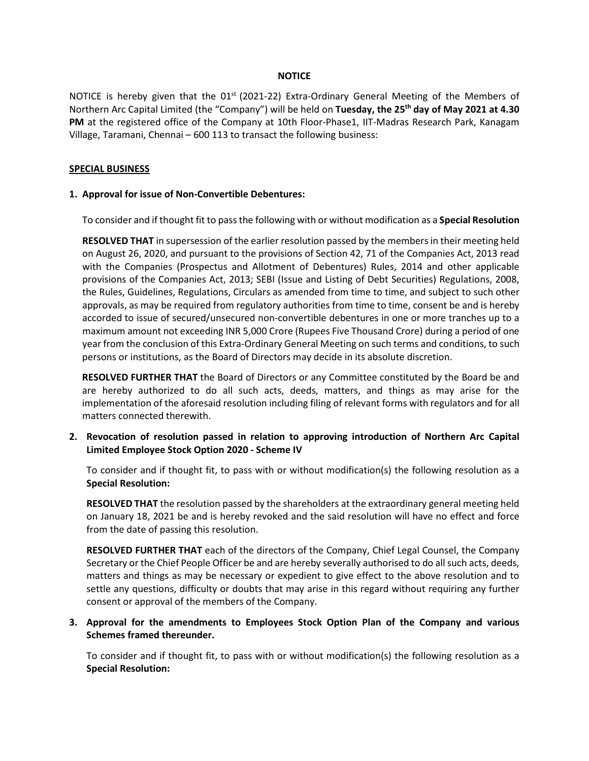# NOTICE

NOTICE is hereby given that the 01st (2021-22) Extra-Ordinary General Meeting of the Members of Northern Arc Capital Limited (the "Company") will be held on **Tuesday, the 25th day of May 2021 at 4.30 PM** at the registered office of the Company at 10th Floor-Phase1, IIT-Madras Research Park, Kanagam Village, Taramani, Chennai – 600 113 to transact the following business:

## SPECIAL BUSINESS

### 1. Approval for issue of Non-Convertible Debentures:

To consider and if thought fit to pass the following with or without modification as a **Special Resolution**

**RESOLVED THAT** in supersession of the earlier resolution passed by the members in their meeting held on August 26, 2020, and pursuant to the provisions of Section 42, 71 of the Companies Act, 2013 read with the Companies (Prospectus and Allotment of Debentures) Rules, 2014 and other applicable provisions of the Companies Act, 2013; SEBI (Issue and Listing of Debt Securities) Regulations, 2008, the Rules, Guidelines, Regulations, Circulars as amended from time to time, and subject to such other approvals, as may be required from regulatory authorities from time to time, consent be and is hereby accorded to issue of secured/unsecured non-convertible debentures in one or more tranches up to a maximum amount not exceeding INR 5,000 Crore (Rupees Five Thousand Crore) during a period of one year from the conclusion of this Extra-Ordinary General Meeting on such terms and conditions, to such persons or institutions, as the Board of Directors may decide in its absolute discretion.

**RESOLVED FURTHER THAT** the Board of Directors or any Committee constituted by the Board be and are hereby authorized to do all such acts, deeds, matters, and things as may arise for the implementation of the aforesaid resolution including filing of relevant forms with regulators and for all matters connected therewith.

### 2. Revocation of resolution passed in relation to approving introduction of Northern Arc Capital Limited Employee Stock Option 2020 - Scheme IV

To consider and if thought fit, to pass with or without modification(s) the following resolution as a **Special Resolution:**

**RESOLVED THAT** the resolution passed by the shareholders at the extraordinary general meeting held on January 18, 2021 be and is hereby revoked and the said resolution will have no effect and force from the date of passing this resolution.

**RESOLVED FURTHER THAT** each of the directors of the Company, Chief Legal Counsel, the Company Secretary or the Chief People Officer be and are hereby severally authorised to do all such acts, deeds, matters and things as may be necessary or expedient to give effect to the above resolution and to settle any questions, difficulty or doubts that may arise in this regard without requiring any further consent or approval of the members of the Company.

### 3. Approval for the amendments to Employees Stock Option Plan of the Company and various Schemes framed thereunder.

To consider and if thought fit, to pass with or without modification(s) the following resolution as a **Special Resolution:**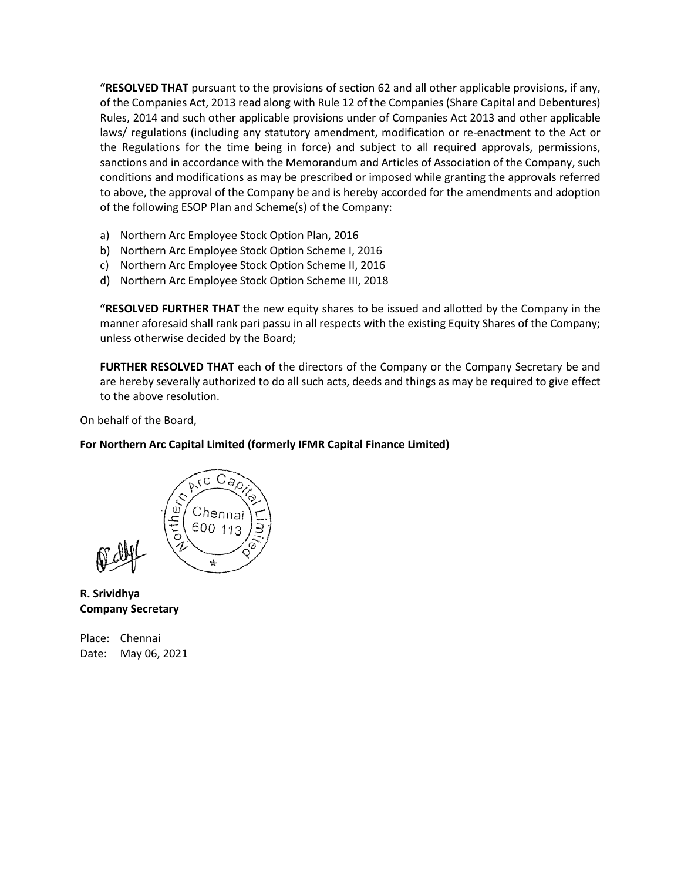**"RESOLVED THAT** pursuant to the provisions of section 62 and all other applicable provisions, if any, of the Companies Act, 2013 read along with Rule 12 of the Companies (Share Capital and Debentures) Rules, 2014 and such other applicable provisions under of Companies Act 2013 and other applicable laws/ regulations (including any statutory amendment, modification or re-enactment to the Act or the Regulations for the time being in force) and subject to all required approvals, permissions, sanctions and in accordance with the Memorandum and Articles of Association of the Company, such conditions and modifications as may be prescribed or imposed while granting the approvals referred to above, the approval of the Company be and is hereby accorded for the amendments and adoption of the following ESOP Plan and Scheme(s) of the Company:

a) Northern Arc Employee Stock Option Plan, 2016
b) Northern Arc Employee Stock Option Scheme I, 2016
c) Northern Arc Employee Stock Option Scheme II, 2016
d) Northern Arc Employee Stock Option Scheme III, 2018

**"RESOLVED FURTHER THAT** the new equity shares to be issued and allotted by the Company in the manner aforesaid shall rank pari passu in all respects with the existing Equity Shares of the Company; unless otherwise decided by the Board;

**FURTHER RESOLVED THAT** each of the directors of the Company or the Company Secretary be and are hereby severally authorized to do all such acts, deeds and things as may be required to give effect to the above resolution.

On behalf of the Board,

**For Northern Arc Capital Limited (formerly IFMR Capital Finance Limited)**

**R. Srividhya**
**Company Secretary**

Place: Chennai
Date: May 06, 2021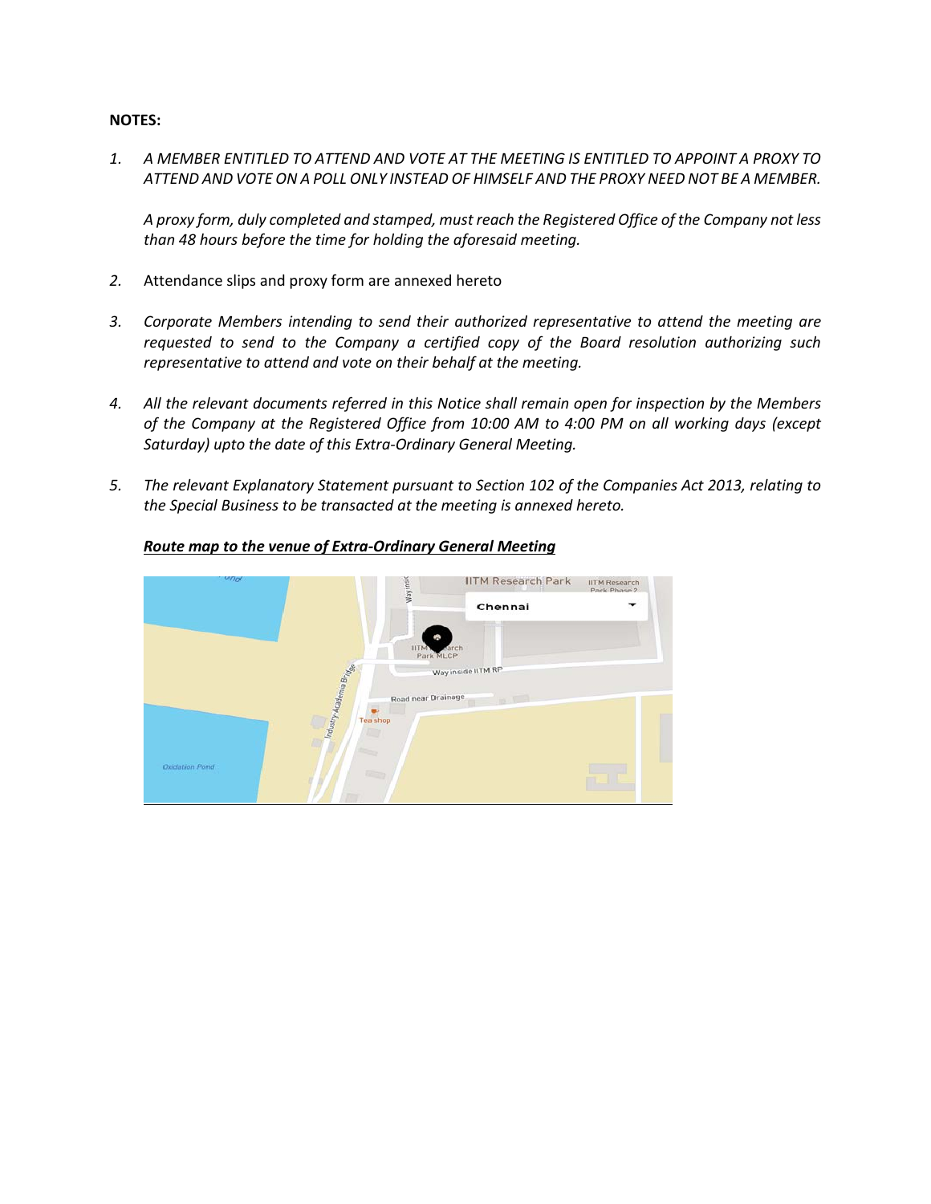**NOTES:**

1. *A MEMBER ENTITLED TO ATTEND AND VOTE AT THE MEETING IS ENTITLED TO APPOINT A PROXY TO ATTEND AND VOTE ON A POLL ONLY INSTEAD OF HIMSELF AND THE PROXY NEED NOT BE A MEMBER.*

   *A proxy form, duly completed and stamped, must reach the Registered Office of the Company not less than 48 hours before the time for holding the aforesaid meeting.*

2. Attendance slips and proxy form are annexed hereto

3. *Corporate Members intending to send their authorized representative to attend the meeting are requested to send to the Company a certified copy of the Board resolution authorizing such representative to attend and vote on their behalf at the meeting.*

4. *All the relevant documents referred in this Notice shall remain open for inspection by the Members of the Company at the Registered Office from 10:00 AM to 4:00 PM on all working days (except Saturday) upto the date of this Extra-Ordinary General Meeting.*

5. *The relevant Explanatory Statement pursuant to Section 102 of the Companies Act 2013, relating to the Special Business to be transacted at the meeting is annexed hereto.*

***Route map to the venue of Extra-Ordinary General Meeting***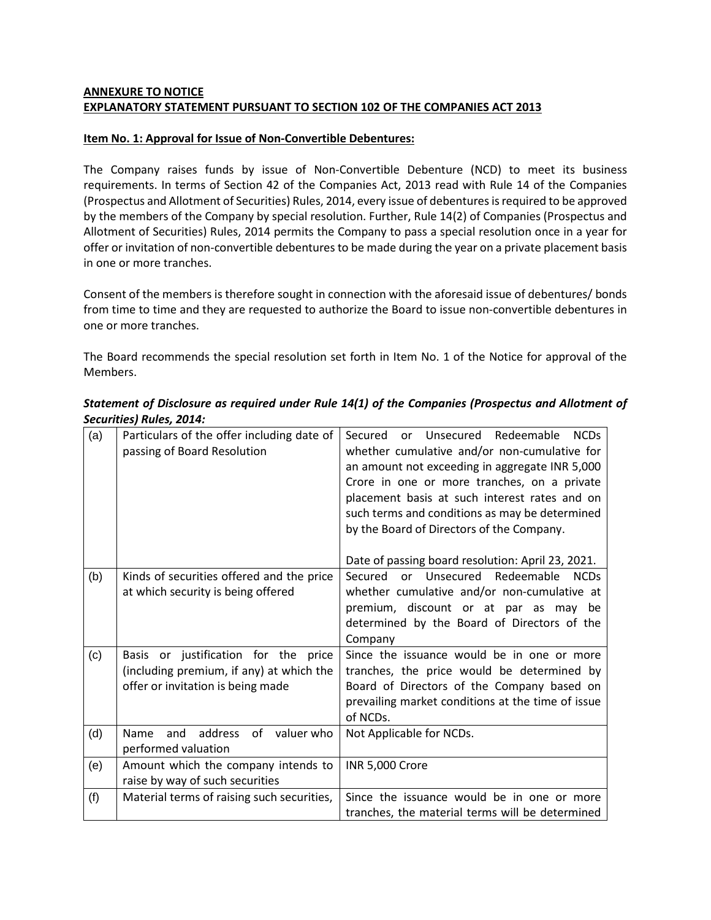**ANNEXURE TO NOTICE**
**EXPLANATORY STATEMENT PURSUANT TO SECTION 102 OF THE COMPANIES ACT 2013**

**Item No. 1: Approval for Issue of Non-Convertible Debentures:**

The Company raises funds by issue of Non-Convertible Debenture (NCD) to meet its business requirements. In terms of Section 42 of the Companies Act, 2013 read with Rule 14 of the Companies (Prospectus and Allotment of Securities) Rules, 2014, every issue of debentures is required to be approved by the members of the Company by special resolution. Further, Rule 14(2) of Companies (Prospectus and Allotment of Securities) Rules, 2014 permits the Company to pass a special resolution once in a year for offer or invitation of non-convertible debentures to be made during the year on a private placement basis in one or more tranches.

Consent of the members is therefore sought in connection with the aforesaid issue of debentures/ bonds from time to time and they are requested to authorize the Board to issue non-convertible debentures in one or more tranches.

The Board recommends the special resolution set forth in Item No. 1 of the Notice for approval of the Members.

***Statement of Disclosure as required under Rule 14(1) of the Companies (Prospectus and Allotment of Securities) Rules, 2014:***

| | | |
|---|---|---|
| (a) | Particulars of the offer including date of passing of Board Resolution | Secured or Unsecured Redeemable NCDs whether cumulative and/or non-cumulative for an amount not exceeding in aggregate INR 5,000 Crore in one or more tranches, on a private placement basis at such interest rates and on such terms and conditions as may be determined by the Board of Directors of the Company.<br><br>Date of passing board resolution: April 23, 2021. |
| (b) | Kinds of securities offered and the price at which security is being offered | Secured or Unsecured Redeemable NCDs whether cumulative and/or non-cumulative at premium, discount or at par as may be determined by the Board of Directors of the Company |
| (c) | Basis or justification for the price (including premium, if any) at which the offer or invitation is being made | Since the issuance would be in one or more tranches, the price would be determined by Board of Directors of the Company based on prevailing market conditions at the time of issue of NCDs. |
| (d) | Name and address of valuer who performed valuation | Not Applicable for NCDs. |
| (e) | Amount which the company intends to raise by way of such securities | INR 5,000 Crore |
| (f) | Material terms of raising such securities, | Since the issuance would be in one or more tranches, the material terms will be determined |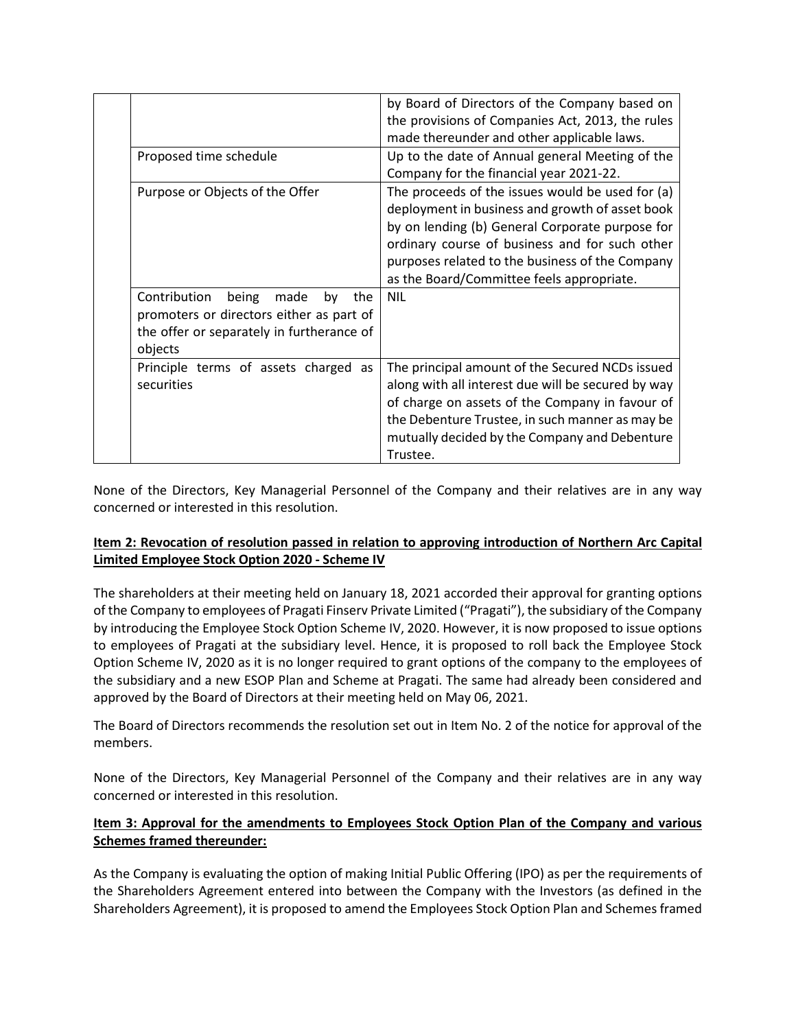| | | |
|---|---|---|
| | | by Board of Directors of the Company based on the provisions of Companies Act, 2013, the rules made thereunder and other applicable laws. |
| | Proposed time schedule | Up to the date of Annual general Meeting of the Company for the financial year 2021-22. |
| | Purpose or Objects of the Offer | The proceeds of the issues would be used for (a) deployment in business and growth of asset book by on lending (b) General Corporate purpose for ordinary course of business and for such other purposes related to the business of the Company as the Board/Committee feels appropriate. |
| | Contribution being made by the promoters or directors either as part of the offer or separately in furtherance of objects | NIL |
| | Principle terms of assets charged as securities | The principal amount of the Secured NCDs issued along with all interest due will be secured by way of charge on assets of the Company in favour of the Debenture Trustee, in such manner as may be mutually decided by the Company and Debenture Trustee. |

None of the Directors, Key Managerial Personnel of the Company and their relatives are in any way concerned or interested in this resolution.

**Item 2: Revocation of resolution passed in relation to approving introduction of Northern Arc Capital Limited Employee Stock Option 2020 - Scheme IV**

The shareholders at their meeting held on January 18, 2021 accorded their approval for granting options of the Company to employees of Pragati Finserv Private Limited ("Pragati"), the subsidiary of the Company by introducing the Employee Stock Option Scheme IV, 2020. However, it is now proposed to issue options to employees of Pragati at the subsidiary level. Hence, it is proposed to roll back the Employee Stock Option Scheme IV, 2020 as it is no longer required to grant options of the company to the employees of the subsidiary and a new ESOP Plan and Scheme at Pragati. The same had already been considered and approved by the Board of Directors at their meeting held on May 06, 2021.

The Board of Directors recommends the resolution set out in Item No. 2 of the notice for approval of the members.

None of the Directors, Key Managerial Personnel of the Company and their relatives are in any way concerned or interested in this resolution.

**Item 3: Approval for the amendments to Employees Stock Option Plan of the Company and various Schemes framed thereunder:**

As the Company is evaluating the option of making Initial Public Offering (IPO) as per the requirements of the Shareholders Agreement entered into between the Company with the Investors (as defined in the Shareholders Agreement), it is proposed to amend the Employees Stock Option Plan and Schemes framed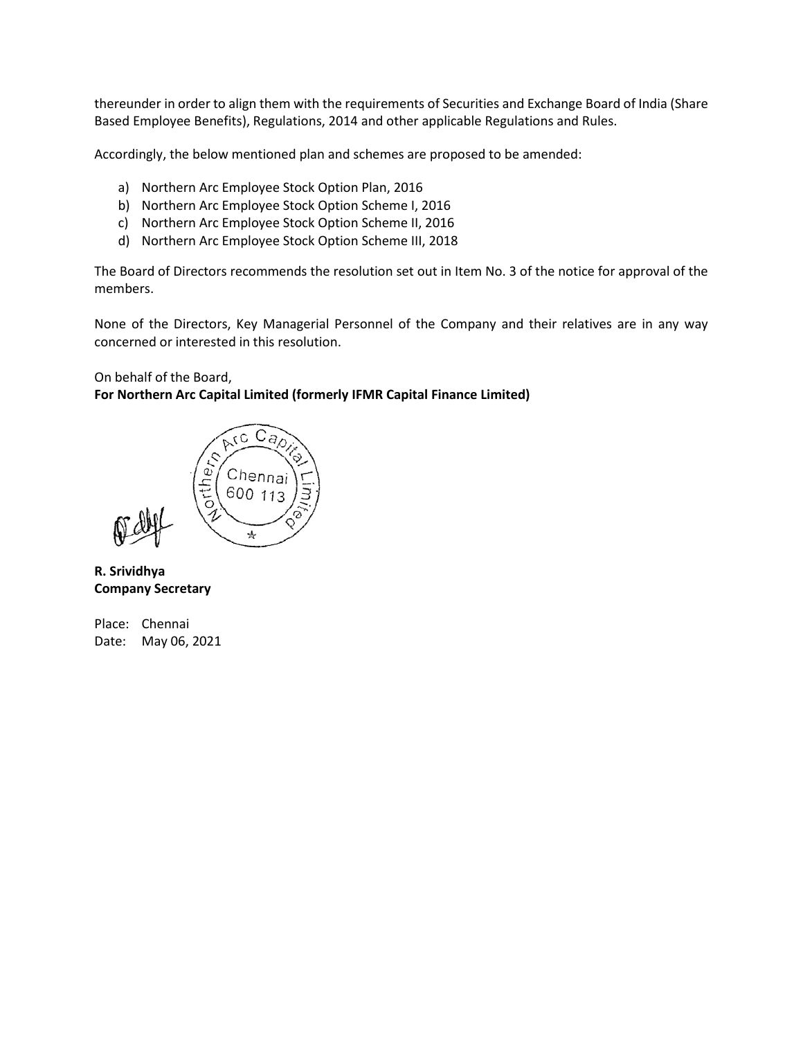thereunder in order to align them with the requirements of Securities and Exchange Board of India (Share Based Employee Benefits), Regulations, 2014 and other applicable Regulations and Rules.

Accordingly, the below mentioned plan and schemes are proposed to be amended:

a) Northern Arc Employee Stock Option Plan, 2016
b) Northern Arc Employee Stock Option Scheme I, 2016
c) Northern Arc Employee Stock Option Scheme II, 2016
d) Northern Arc Employee Stock Option Scheme III, 2018

The Board of Directors recommends the resolution set out in Item No. 3 of the notice for approval of the members.

None of the Directors, Key Managerial Personnel of the Company and their relatives are in any way concerned or interested in this resolution.

On behalf of the Board,
**For Northern Arc Capital Limited (formerly IFMR Capital Finance Limited)**

Northern Arc Capital Limited
Chennai
600 113

**R. Srividhya**
**Company Secretary**

Place: Chennai
Date: May 06, 2021